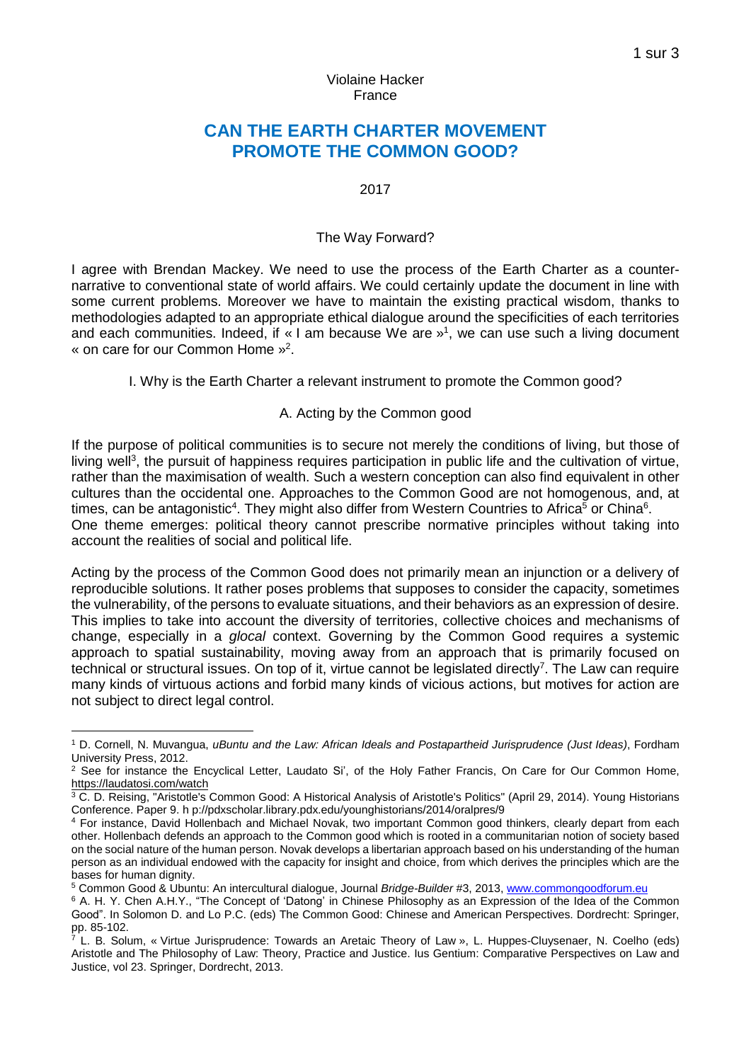Violaine Hacker
France

# CAN THE EARTH CHARTER MOVEMENT PROMOTE THE COMMON GOOD?

2017

## The Way Forward?

I agree with Brendan Mackey. We need to use the process of the Earth Charter as a counter-narrative to conventional state of world affairs. We could certainly update the document in line with some current problems. Moreover we have to maintain the existing practical wisdom, thanks to methodologies adapted to an appropriate ethical dialogue around the specificities of each territories and each communities. Indeed, if « I am because We are »[1], we can use such a living document « on care for our Common Home »[2].

## I. Why is the Earth Charter a relevant instrument to promote the Common good?

### A. Acting by the Common good

If the purpose of political communities is to secure not merely the conditions of living, but those of living well[3], the pursuit of happiness requires participation in public life and the cultivation of virtue, rather than the maximisation of wealth. Such a western conception can also find equivalent in other cultures than the occidental one. Approaches to the Common Good are not homogenous, and, at times, can be antagonistic[4]. They might also differ from Western Countries to Africa[5] or China[6].
One theme emerges: political theory cannot prescribe normative principles without taking into account the realities of social and political life.

Acting by the process of the Common Good does not primarily mean an injunction or a delivery of reproducible solutions. It rather poses problems that supposes to consider the capacity, sometimes the vulnerability, of the persons to evaluate situations, and their behaviors as an expression of desire. This implies to take into account the diversity of territories, collective choices and mechanisms of change, especially in a *glocal* context. Governing by the Common Good requires a systemic approach to spatial sustainability, moving away from an approach that is primarily focused on technical or structural issues. On top of it, virtue cannot be legislated directly[7]. The Law can require many kinds of virtuous actions and forbid many kinds of vicious actions, but motives for action are not subject to direct legal control.

---

[1] D. Cornell, N. Muvangua, *uBuntu and the Law: African Ideals and Postapartheid Jurisprudence (Just Ideas)*, Fordham University Press, 2012.

[2] See for instance the Encyclical Letter, Laudato Si', of the Holy Father Francis, On Care for Our Common Home, https://laudatosi.com/watch

[3] C. D. Reising, "Aristotle's Common Good: A Historical Analysis of Aristotle's Politics" (April 29, 2014). Young Historians Conference. Paper 9. h p://pdxscholar.library.pdx.edu/younghistorians/2014/oralpres/9

[4] For instance, David Hollenbach and Michael Novak, two important Common good thinkers, clearly depart from each other. Hollenbach defends an approach to the Common good which is rooted in a communitarian notion of society based on the social nature of the human person. Novak develops a libertarian approach based on his understanding of the human person as an individual endowed with the capacity for insight and choice, from which derives the principles which are the bases for human dignity.

[5] Common Good & Ubuntu: An intercultural dialogue, Journal *Bridge-Builder* #3, 2013, www.commongoodforum.eu

[6] A. H. Y. Chen A.H.Y., "The Concept of 'Datong' in Chinese Philosophy as an Expression of the Idea of the Common Good". In Solomon D. and Lo P.C. (eds) The Common Good: Chinese and American Perspectives. Dordrecht: Springer, pp. 85-102.

[7] L. B. Solum, « Virtue Jurisprudence: Towards an Aretaic Theory of Law », L. Huppes-Cluysenaer, N. Coelho (eds) Aristotle and The Philosophy of Law: Theory, Practice and Justice. Ius Gentium: Comparative Perspectives on Law and Justice, vol 23. Springer, Dordrecht, 2013.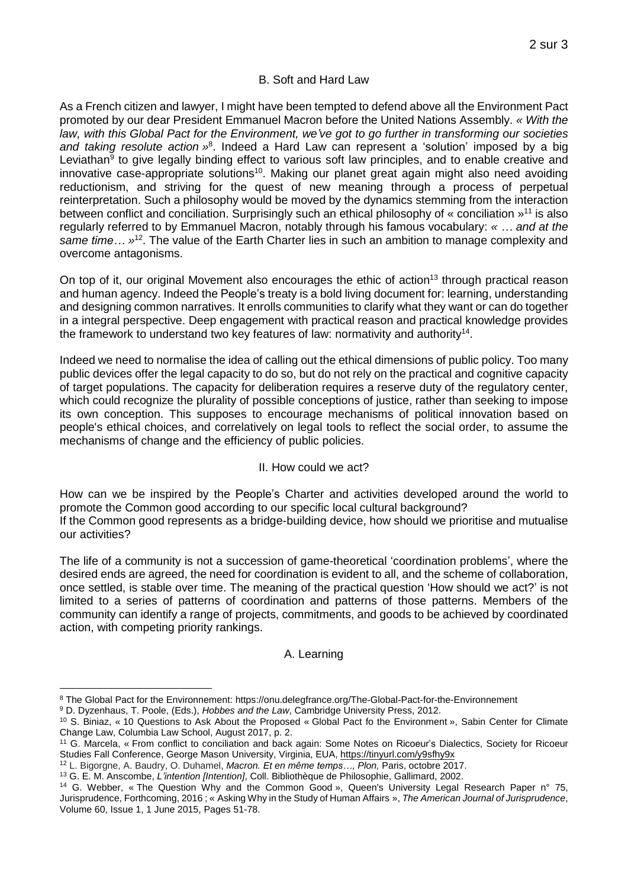### B. Soft and Hard Law

As a French citizen and lawyer, I might have been tempted to defend above all the Environment Pact promoted by our dear President Emmanuel Macron before the United Nations Assembly. *« With the law, with this Global Pact for the Environment, we've got to go further in transforming our societies and taking resolute action »*[8]. Indeed a Hard Law can represent a 'solution' imposed by a big Leviathan[9] to give legally binding effect to various soft law principles, and to enable creative and innovative case-appropriate solutions[10]. Making our planet great again might also need avoiding reductionism, and striving for the quest of new meaning through a process of perpetual reinterpretation. Such a philosophy would be moved by the dynamics stemming from the interaction between conflict and conciliation. Surprisingly such an ethical philosophy of « conciliation »[11] is also regularly referred to by Emmanuel Macron, notably through his famous vocabulary: *« … and at the same time… »*[12]. The value of the Earth Charter lies in such an ambition to manage complexity and overcome antagonisms.

On top of it, our original Movement also encourages the ethic of action[13] through practical reason and human agency. Indeed the People's treaty is a bold living document for: learning, understanding and designing common narratives. It enrolls communities to clarify what they want or can do together in a integral perspective. Deep engagement with practical reason and practical knowledge provides the framework to understand two key features of law: normativity and authority[14].

Indeed we need to normalise the idea of calling out the ethical dimensions of public policy. Too many public devices offer the legal capacity to do so, but do not rely on the practical and cognitive capacity of target populations. The capacity for deliberation requires a reserve duty of the regulatory center, which could recognize the plurality of possible conceptions of justice, rather than seeking to impose its own conception. This supposes to encourage mechanisms of political innovation based on people's ethical choices, and correlatively on legal tools to reflect the social order, to assume the mechanisms of change and the efficiency of public policies.

## II. How could we act?

How can we be inspired by the People's Charter and activities developed around the world to promote the Common good according to our specific local cultural background?
If the Common good represents as a bridge-building device, how should we prioritise and mutualise our activities?

The life of a community is not a succession of game-theoretical 'coordination problems', where the desired ends are agreed, the need for coordination is evident to all, and the scheme of collaboration, once settled, is stable over time. The meaning of the practical question 'How should we act?' is not limited to a series of patterns of coordination and patterns of those patterns. Members of the community can identify a range of projects, commitments, and goods to be achieved by coordinated action, with competing priority rankings.

### A. Learning

---

[8] The Global Pact for the Environnement: https://onu.delegfrance.org/The-Global-Pact-for-the-Environnement

[9] D. Dyzenhaus, T. Poole, (Eds.), *Hobbes and the Law*, Cambridge University Press, 2012.

[10] S. Biniaz, « 10 Questions to Ask About the Proposed « Global Pact fo the Environment », Sabin Center for Climate Change Law, Columbia Law School, August 2017, p. 2.

[11] G. Marcela, « From conflict to conciliation and back again: Some Notes on Ricoeur's Dialectics, Society for Ricoeur Studies Fall Conference, George Mason University, Virginia, EUA, https://tinyurl.com/y9sfhy9x

[12] L. Bigorgne, A. Baudry, O. Duhamel, *Macron. Et en même temps…, Plon,* Paris, octobre 2017.

[13] G. E. M. Anscombe, *L'intention [Intention]*, Coll. Bibliothèque de Philosophie, Gallimard, 2002.

[14] G. Webber, « The Question Why and the Common Good », Queen's University Legal Research Paper n° 75, Jurisprudence, Forthcoming, 2016 ; « Asking Why in the Study of Human Affairs », *The American Journal of Jurisprudence*, Volume 60, Issue 1, 1 June 2015, Pages 51-78.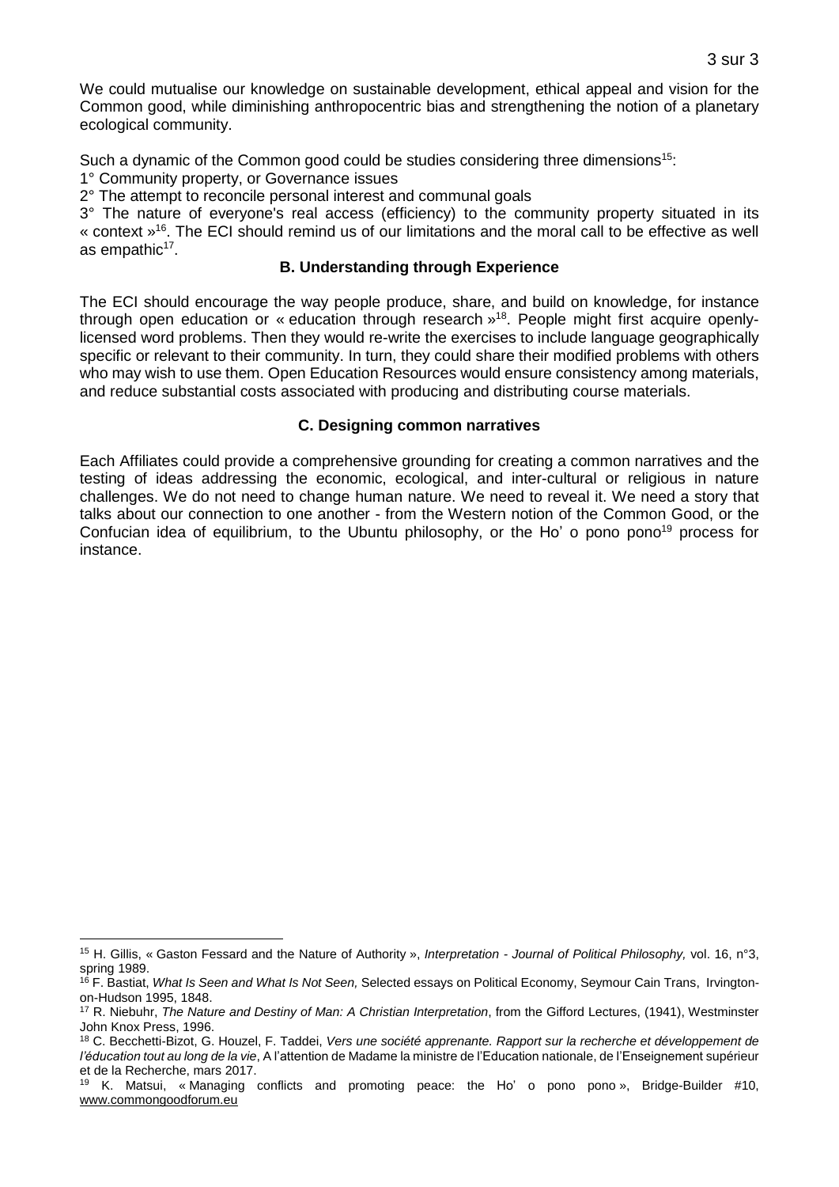We could mutualise our knowledge on sustainable development, ethical appeal and vision for the Common good, while diminishing anthropocentric bias and strengthening the notion of a planetary ecological community.

Such a dynamic of the Common good could be studies considering three dimensions[15]:

1° Community property, or Governance issues

2° The attempt to reconcile personal interest and communal goals

3° The nature of everyone's real access (efficiency) to the community property situated in its « context »[16]. The ECI should remind us of our limitations and the moral call to be effective as well as empathic[17].

### B. Understanding through Experience

The ECI should encourage the way people produce, share, and build on knowledge, for instance through open education or « education through research »[18]. People might first acquire openly-licensed word problems. Then they would re-write the exercises to include language geographically specific or relevant to their community. In turn, they could share their modified problems with others who may wish to use them. Open Education Resources would ensure consistency among materials, and reduce substantial costs associated with producing and distributing course materials.

### C. Designing common narratives

Each Affiliates could provide a comprehensive grounding for creating a common narratives and the testing of ideas addressing the economic, ecological, and inter-cultural or religious in nature challenges. We do not need to change human nature. We need to reveal it. We need a story that talks about our connection to one another - from the Western notion of the Common Good, or the Confucian idea of equilibrium, to the Ubuntu philosophy, or the Ho' o pono pono[19] process for instance.

---

[15] H. Gillis, « Gaston Fessard and the Nature of Authority », *Interpretation - Journal of Political Philosophy,* vol. 16, n°3, spring 1989.

[16] F. Bastiat, *What Is Seen and What Is Not Seen,* Selected essays on Political Economy, Seymour Cain Trans, Irvington-on-Hudson 1995, 1848.

[17] R. Niebuhr, *The Nature and Destiny of Man: A Christian Interpretation*, from the Gifford Lectures, (1941), Westminster John Knox Press, 1996.

[18] C. Becchetti-Bizot, G. Houzel, F. Taddei, *Vers une société apprenante. Rapport sur la recherche et développement de l'éducation tout au long de la vie*, A l'attention de Madame la ministre de l'Education nationale, de l'Enseignement supérieur et de la Recherche, mars 2017.

[19] K. Matsui, « Managing conflicts and promoting peace: the Ho' o pono pono », Bridge-Builder #10, www.commongoodforum.eu